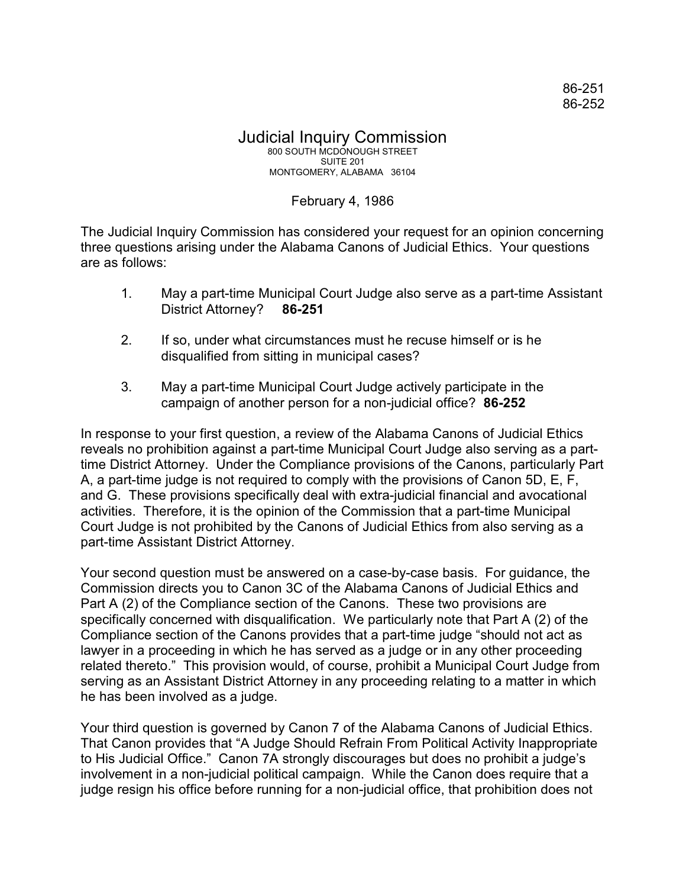86-251
86-252

# Judicial Inquiry Commission

800 SOUTH MCDONOUGH STREET
SUITE 201
MONTGOMERY, ALABAMA 36104

February 4, 1986

The Judicial Inquiry Commission has considered your request for an opinion concerning three questions arising under the Alabama Canons of Judicial Ethics. Your questions are as follows:

1. May a part-time Municipal Court Judge also serve as a part-time Assistant District Attorney? **86-251**

2. If so, under what circumstances must he recuse himself or is he disqualified from sitting in municipal cases?

3. May a part-time Municipal Court Judge actively participate in the campaign of another person for a non-judicial office? **86-252**

In response to your first question, a review of the Alabama Canons of Judicial Ethics reveals no prohibition against a part-time Municipal Court Judge also serving as a part-time District Attorney. Under the Compliance provisions of the Canons, particularly Part A, a part-time judge is not required to comply with the provisions of Canon 5D, E, F, and G. These provisions specifically deal with extra-judicial financial and avocational activities. Therefore, it is the opinion of the Commission that a part-time Municipal Court Judge is not prohibited by the Canons of Judicial Ethics from also serving as a part-time Assistant District Attorney.

Your second question must be answered on a case-by-case basis. For guidance, the Commission directs you to Canon 3C of the Alabama Canons of Judicial Ethics and Part A (2) of the Compliance section of the Canons. These two provisions are specifically concerned with disqualification. We particularly note that Part A (2) of the Compliance section of the Canons provides that a part-time judge "should not act as lawyer in a proceeding in which he has served as a judge or in any other proceeding related thereto." This provision would, of course, prohibit a Municipal Court Judge from serving as an Assistant District Attorney in any proceeding relating to a matter in which he has been involved as a judge.

Your third question is governed by Canon 7 of the Alabama Canons of Judicial Ethics. That Canon provides that "A Judge Should Refrain From Political Activity Inappropriate to His Judicial Office." Canon 7A strongly discourages but does no prohibit a judge's involvement in a non-judicial political campaign. While the Canon does require that a judge resign his office before running for a non-judicial office, that prohibition does not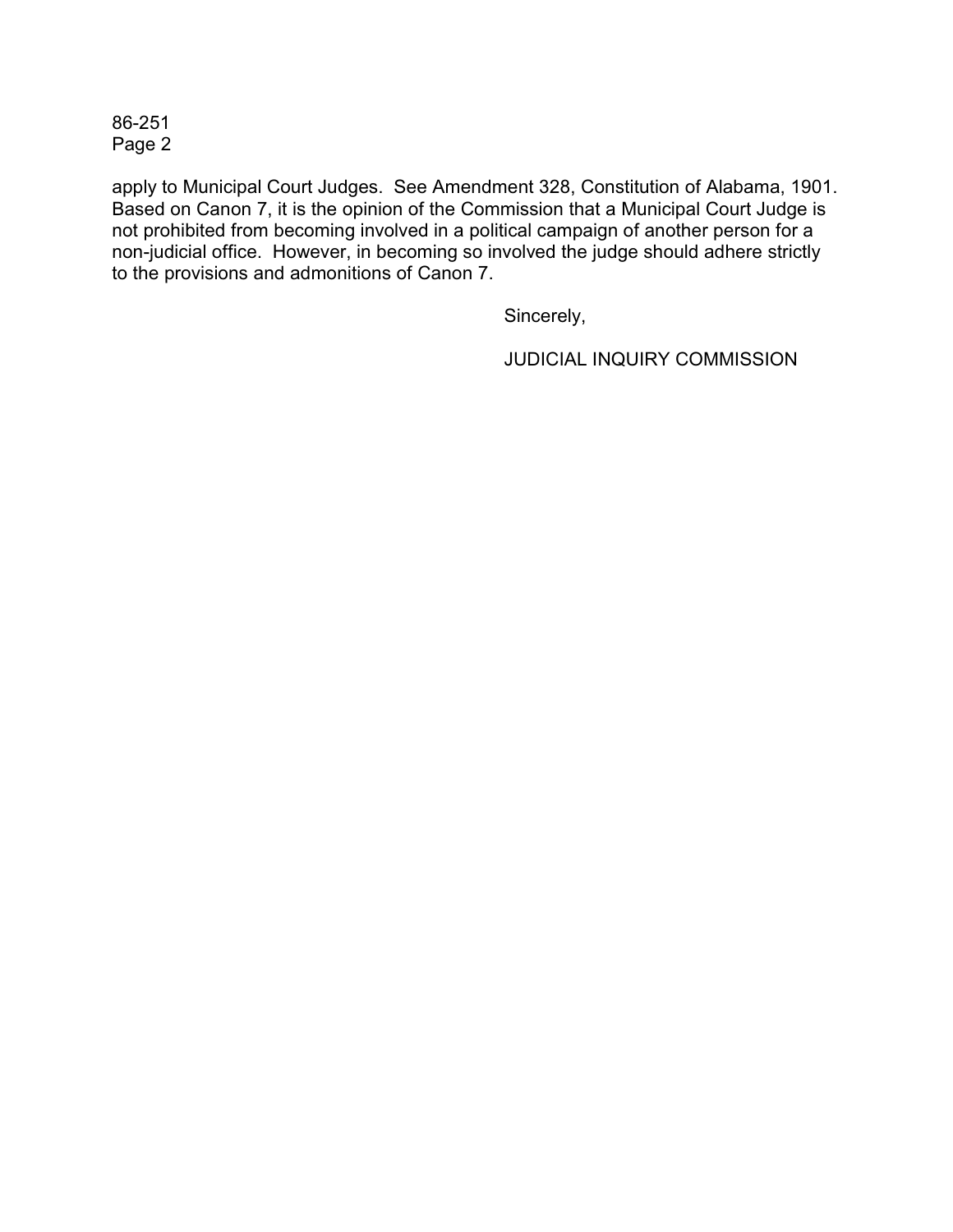apply to Municipal Court Judges. See Amendment 328, Constitution of Alabama, 1901. Based on Canon 7, it is the opinion of the Commission that a Municipal Court Judge is not prohibited from becoming involved in a political campaign of another person for a non-judicial office. However, in becoming so involved the judge should adhere strictly to the provisions and admonitions of Canon 7.

Sincerely,

JUDICIAL INQUIRY COMMISSION